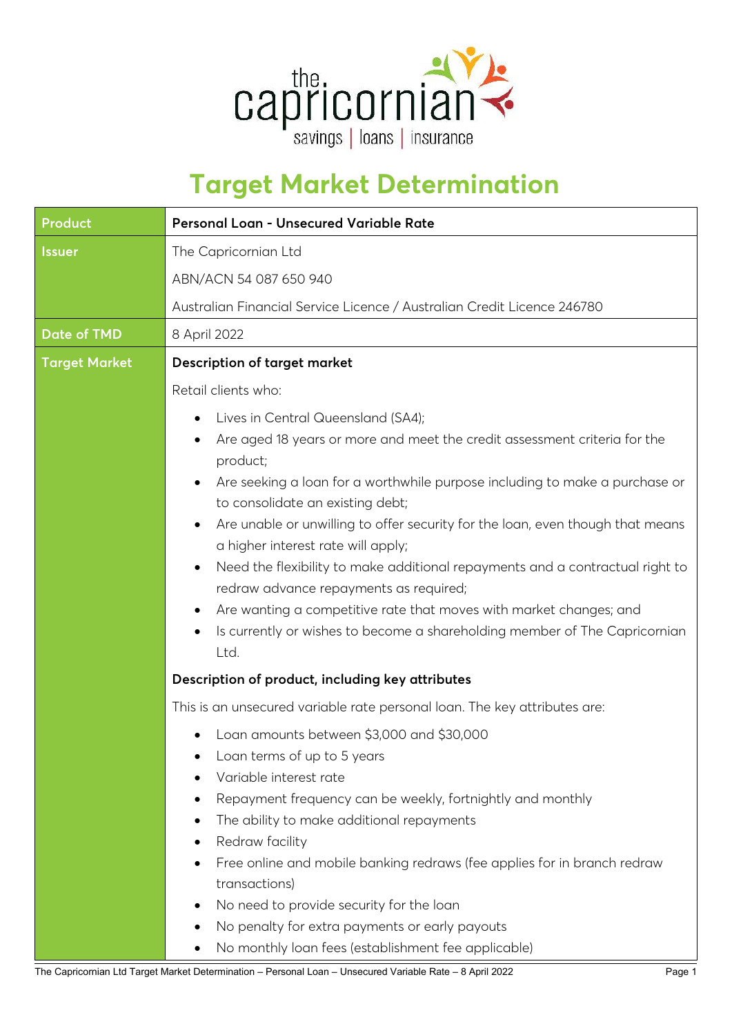# Target Market Determination

| Product | Personal Loan - Unsecured Variable Rate |
|---|---|
| Issuer | The Capricornian Ltd<br>ABN/ACN 54 087 650 940<br>Australian Financial Service Licence / Australian Credit Licence 246780 |
| Date of TMD | 8 April 2022 |
| Target Market | **Description of target market**<br>Retail clients who:<br>• Lives in Central Queensland (SA4);<br>• Are aged 18 years or more and meet the credit assessment criteria for the product;<br>• Are seeking a loan for a worthwhile purpose including to make a purchase or to consolidate an existing debt;<br>• Are unable or unwilling to offer security for the loan, even though that means a higher interest rate will apply;<br>• Need the flexibility to make additional repayments and a contractual right to redraw advance repayments as required;<br>• Are wanting a competitive rate that moves with market changes; and<br>• Is currently or wishes to become a shareholding member of The Capricornian Ltd.<br>**Description of product, including key attributes**<br>This is an unsecured variable rate personal loan. The key attributes are:<br>• Loan amounts between $3,000 and $30,000<br>• Loan terms of up to 5 years<br>• Variable interest rate<br>• Repayment frequency can be weekly, fortnightly and monthly<br>• The ability to make additional repayments<br>• Redraw facility<br>• Free online and mobile banking redraws (fee applies for in branch redraw transactions)<br>• No need to provide security for the loan<br>• No penalty for extra payments or early payouts<br>• No monthly loan fees (establishment fee applicable) |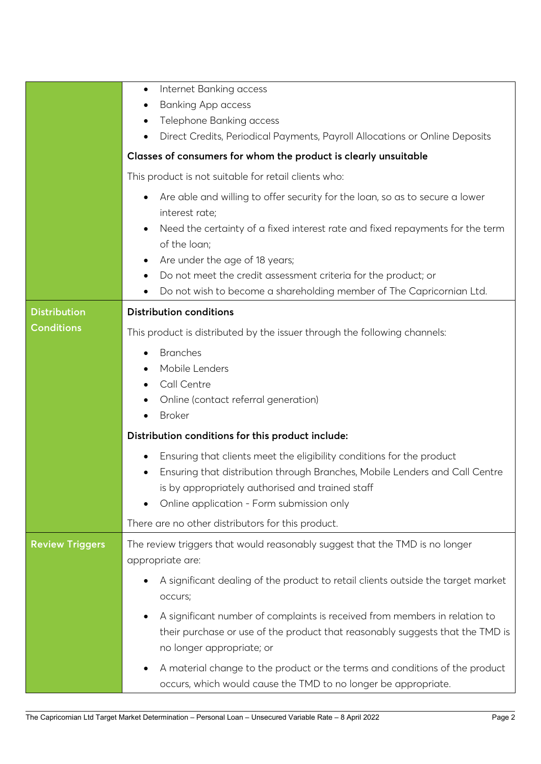| | |
|---|---|
| | • Internet Banking access<br>• Banking App access<br>• Telephone Banking access<br>• Direct Credits, Periodical Payments, Payroll Allocations or Online Deposits<br><br>**Classes of consumers for whom the product is clearly unsuitable**<br><br>This product is not suitable for retail clients who:<br><br>• Are able and willing to offer security for the loan, so as to secure a lower interest rate;<br>• Need the certainty of a fixed interest rate and fixed repayments for the term of the loan;<br>• Are under the age of 18 years;<br>• Do not meet the credit assessment criteria for the product; or<br>• Do not wish to become a shareholding member of The Capricornian Ltd. |
| **Distribution Conditions** | **Distribution conditions**<br><br>This product is distributed by the issuer through the following channels:<br><br>• Branches<br>• Mobile Lenders<br>• Call Centre<br>• Online (contact referral generation)<br>• Broker<br><br>**Distribution conditions for this product include:**<br><br>• Ensuring that clients meet the eligibility conditions for the product<br>• Ensuring that distribution through Branches, Mobile Lenders and Call Centre is by appropriately authorised and trained staff<br>• Online application - Form submission only<br><br>There are no other distributors for this product. |
| **Review Triggers** | The review triggers that would reasonably suggest that the TMD is no longer appropriate are:<br><br>• A significant dealing of the product to retail clients outside the target market occurs;<br><br>• A significant number of complaints is received from members in relation to their purchase or use of the product that reasonably suggests that the TMD is no longer appropriate; or<br><br>• A material change to the product or the terms and conditions of the product occurs, which would cause the TMD to no longer be appropriate. |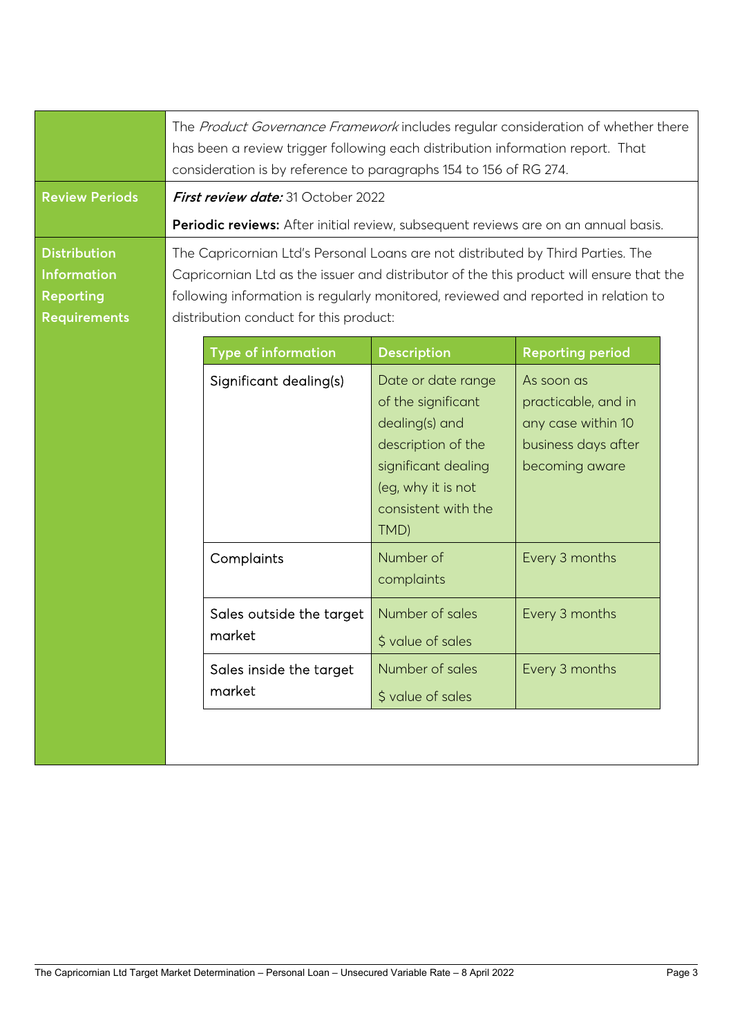| | |
|---|---|
| | The *Product Governance Framework* includes regular consideration of whether there has been a review trigger following each distribution information report. That consideration is by reference to paragraphs 154 to 156 of RG 274. |
| **Review Periods** | ***First review date:*** 31 October 2022<br><br>**Periodic reviews:** After initial review, subsequent reviews are on an annual basis. |
| **Distribution Information Reporting Requirements** | The Capricornian Ltd's Personal Loans are not distributed by Third Parties. The Capricornian Ltd as the issuer and distributor of the this product will ensure that the following information is regularly monitored, reviewed and reported in relation to distribution conduct for this product: |

| Type of information | Description | Reporting period |
|---|---|---|
| Significant dealing(s) | Date or date range of the significant dealing(s) and description of the significant dealing (eg, why it is not consistent with the TMD) | As soon as practicable, and in any case within 10 business days after becoming aware |
| Complaints | Number of complaints | Every 3 months |
| Sales outside the target market | Number of sales<br>$ value of sales | Every 3 months |
| Sales inside the target market | Number of sales<br>$ value of sales | Every 3 months |